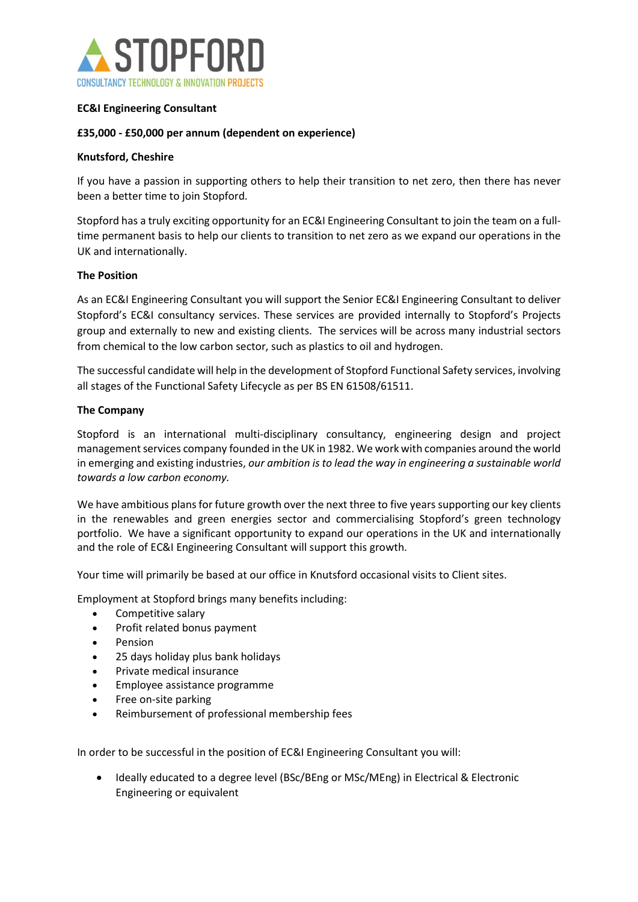STOPFORD

CONSULTANCY TECHNOLOGY & INNOVATION PROJECTS

**EC&I Engineering Consultant**

**£35,000 - £50,000 per annum (dependent on experience)**

**Knutsford, Cheshire**

If you have a passion in supporting others to help their transition to net zero, then there has never been a better time to join Stopford.

Stopford has a truly exciting opportunity for an EC&I Engineering Consultant to join the team on a full-time permanent basis to help our clients to transition to net zero as we expand our operations in the UK and internationally.

**The Position**

As an EC&I Engineering Consultant you will support the Senior EC&I Engineering Consultant to deliver Stopford's EC&I consultancy services. These services are provided internally to Stopford's Projects group and externally to new and existing clients. The services will be across many industrial sectors from chemical to the low carbon sector, such as plastics to oil and hydrogen.

The successful candidate will help in the development of Stopford Functional Safety services, involving all stages of the Functional Safety Lifecycle as per BS EN 61508/61511.

**The Company**

Stopford is an international multi-disciplinary consultancy, engineering design and project management services company founded in the UK in 1982. We work with companies around the world in emerging and existing industries, *our ambition is to lead the way in engineering a sustainable world towards a low carbon economy.*

We have ambitious plans for future growth over the next three to five years supporting our key clients in the renewables and green energies sector and commercialising Stopford's green technology portfolio. We have a significant opportunity to expand our operations in the UK and internationally and the role of EC&I Engineering Consultant will support this growth.

Your time will primarily be based at our office in Knutsford occasional visits to Client sites.

Employment at Stopford brings many benefits including:

- Competitive salary
- Profit related bonus payment
- Pension
- 25 days holiday plus bank holidays
- Private medical insurance
- Employee assistance programme
- Free on-site parking
- Reimbursement of professional membership fees

In order to be successful in the position of EC&I Engineering Consultant you will:

- Ideally educated to a degree level (BSc/BEng or MSc/MEng) in Electrical & Electronic Engineering or equivalent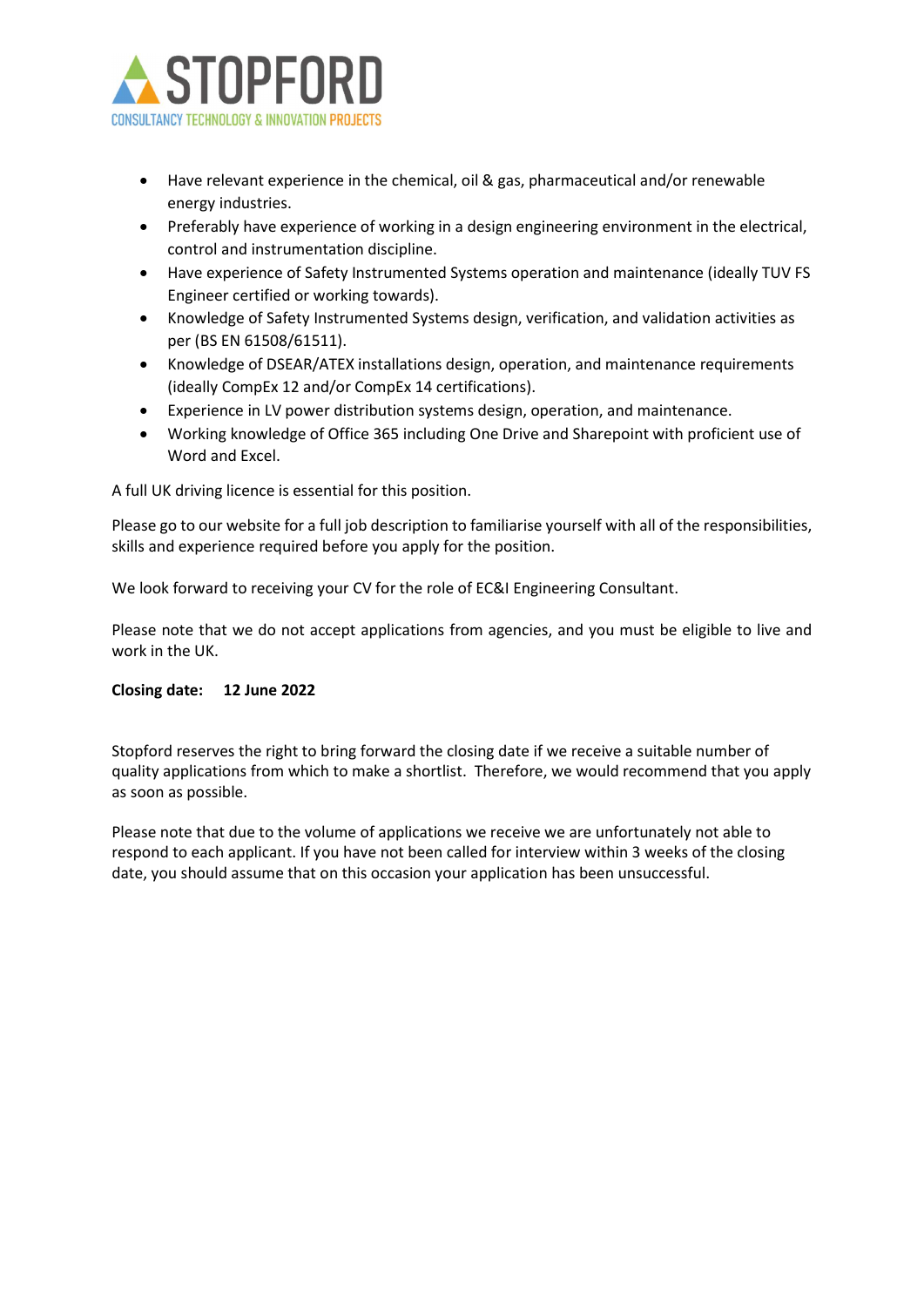- Have relevant experience in the chemical, oil & gas, pharmaceutical and/or renewable energy industries.
- Preferably have experience of working in a design engineering environment in the electrical, control and instrumentation discipline.
- Have experience of Safety Instrumented Systems operation and maintenance (ideally TUV FS Engineer certified or working towards).
- Knowledge of Safety Instrumented Systems design, verification, and validation activities as per (BS EN 61508/61511).
- Knowledge of DSEAR/ATEX installations design, operation, and maintenance requirements (ideally CompEx 12 and/or CompEx 14 certifications).
- Experience in LV power distribution systems design, operation, and maintenance.
- Working knowledge of Office 365 including One Drive and Sharepoint with proficient use of Word and Excel.

A full UK driving licence is essential for this position.

Please go to our website for a full job description to familiarise yourself with all of the responsibilities, skills and experience required before you apply for the position.

We look forward to receiving your CV for the role of EC&I Engineering Consultant.

Please note that we do not accept applications from agencies, and you must be eligible to live and work in the UK.

**Closing date: 12 June 2022**

Stopford reserves the right to bring forward the closing date if we receive a suitable number of quality applications from which to make a shortlist. Therefore, we would recommend that you apply as soon as possible.

Please note that due to the volume of applications we receive we are unfortunately not able to respond to each applicant. If you have not been called for interview within 3 weeks of the closing date, you should assume that on this occasion your application has been unsuccessful.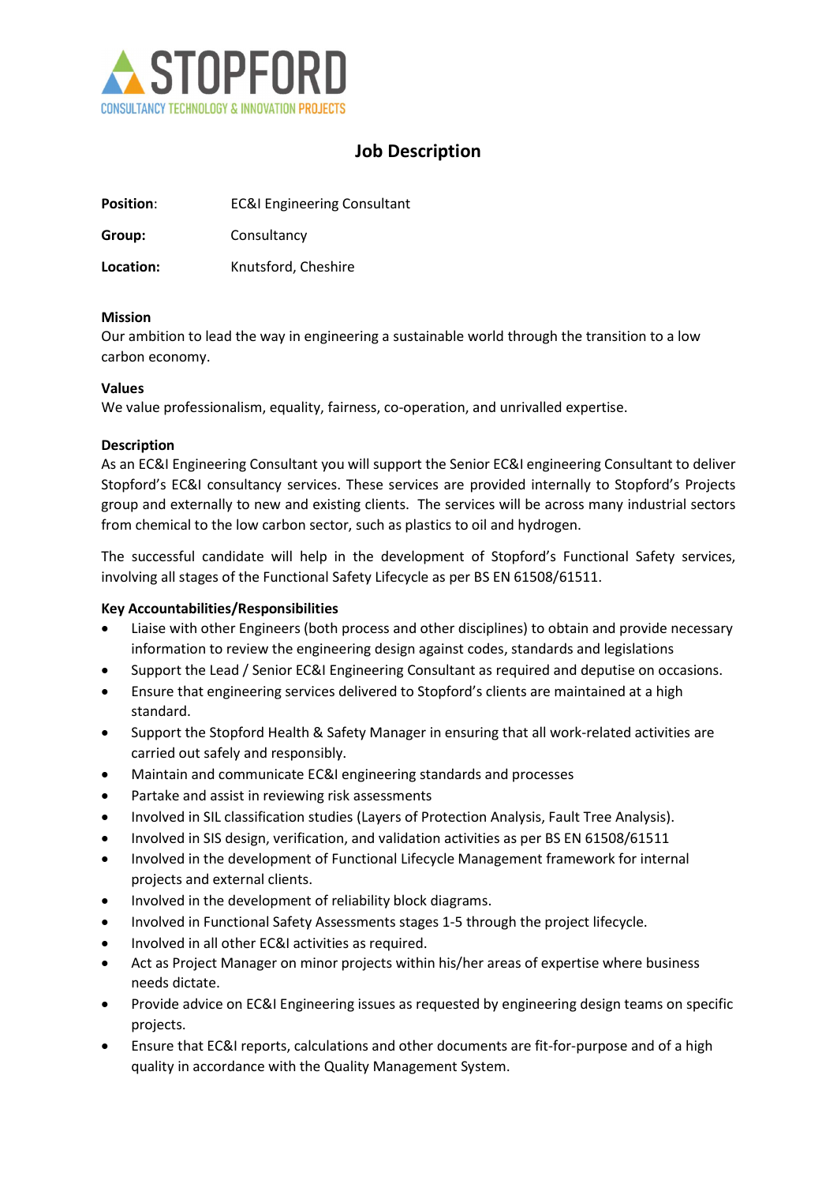STOPFORD
CONSULTANCY TECHNOLOGY & INNOVATION PROJECTS

# Job Description

**Position**: EC&I Engineering Consultant

**Group:** Consultancy

**Location:** Knutsford, Cheshire

**Mission**

Our ambition to lead the way in engineering a sustainable world through the transition to a low carbon economy.

**Values**

We value professionalism, equality, fairness, co-operation, and unrivalled expertise.

**Description**

As an EC&I Engineering Consultant you will support the Senior EC&I engineering Consultant to deliver Stopford's EC&I consultancy services. These services are provided internally to Stopford's Projects group and externally to new and existing clients. The services will be across many industrial sectors from chemical to the low carbon sector, such as plastics to oil and hydrogen.

The successful candidate will help in the development of Stopford's Functional Safety services, involving all stages of the Functional Safety Lifecycle as per BS EN 61508/61511.

**Key Accountabilities/Responsibilities**

- Liaise with other Engineers (both process and other disciplines) to obtain and provide necessary information to review the engineering design against codes, standards and legislations
- Support the Lead / Senior EC&I Engineering Consultant as required and deputise on occasions.
- Ensure that engineering services delivered to Stopford's clients are maintained at a high standard.
- Support the Stopford Health & Safety Manager in ensuring that all work-related activities are carried out safely and responsibly.
- Maintain and communicate EC&I engineering standards and processes
- Partake and assist in reviewing risk assessments
- Involved in SIL classification studies (Layers of Protection Analysis, Fault Tree Analysis).
- Involved in SIS design, verification, and validation activities as per BS EN 61508/61511
- Involved in the development of Functional Lifecycle Management framework for internal projects and external clients.
- Involved in the development of reliability block diagrams.
- Involved in Functional Safety Assessments stages 1-5 through the project lifecycle.
- Involved in all other EC&I activities as required.
- Act as Project Manager on minor projects within his/her areas of expertise where business needs dictate.
- Provide advice on EC&I Engineering issues as requested by engineering design teams on specific projects.
- Ensure that EC&I reports, calculations and other documents are fit-for-purpose and of a high quality in accordance with the Quality Management System.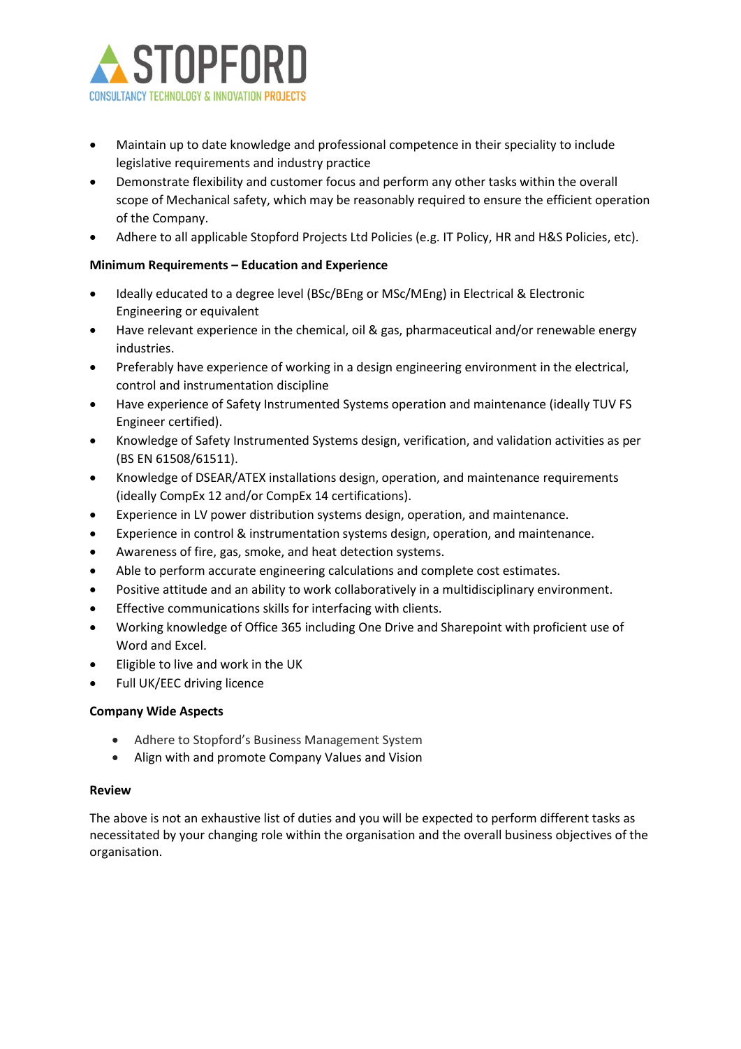- Maintain up to date knowledge and professional competence in their speciality to include legislative requirements and industry practice
- Demonstrate flexibility and customer focus and perform any other tasks within the overall scope of Mechanical safety, which may be reasonably required to ensure the efficient operation of the Company.
- Adhere to all applicable Stopford Projects Ltd Policies (e.g. IT Policy, HR and H&S Policies, etc).

**Minimum Requirements – Education and Experience**

- Ideally educated to a degree level (BSc/BEng or MSc/MEng) in Electrical & Electronic Engineering or equivalent
- Have relevant experience in the chemical, oil & gas, pharmaceutical and/or renewable energy industries.
- Preferably have experience of working in a design engineering environment in the electrical, control and instrumentation discipline
- Have experience of Safety Instrumented Systems operation and maintenance (ideally TUV FS Engineer certified).
- Knowledge of Safety Instrumented Systems design, verification, and validation activities as per (BS EN 61508/61511).
- Knowledge of DSEAR/ATEX installations design, operation, and maintenance requirements (ideally CompEx 12 and/or CompEx 14 certifications).
- Experience in LV power distribution systems design, operation, and maintenance.
- Experience in control & instrumentation systems design, operation, and maintenance.
- Awareness of fire, gas, smoke, and heat detection systems.
- Able to perform accurate engineering calculations and complete cost estimates.
- Positive attitude and an ability to work collaboratively in a multidisciplinary environment.
- Effective communications skills for interfacing with clients.
- Working knowledge of Office 365 including One Drive and Sharepoint with proficient use of Word and Excel.
- Eligible to live and work in the UK
- Full UK/EEC driving licence

**Company Wide Aspects**

- Adhere to Stopford's Business Management System
- Align with and promote Company Values and Vision

**Review**

The above is not an exhaustive list of duties and you will be expected to perform different tasks as necessitated by your changing role within the organisation and the overall business objectives of the organisation.